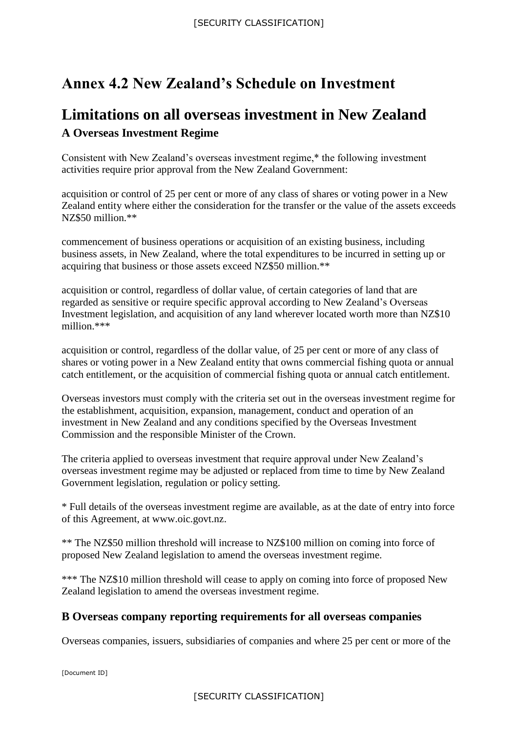# Annex 4.2 New Zealand's Schedule on Investment

# Limitations on all overseas investment in New Zealand

### A Overseas Investment Regime

Consistent with New Zealand's overseas investment regime,* the following investment activities require prior approval from the New Zealand Government:

acquisition or control of 25 per cent or more of any class of shares or voting power in a New Zealand entity where either the consideration for the transfer or the value of the assets exceeds NZ$50 million.**

commencement of business operations or acquisition of an existing business, including business assets, in New Zealand, where the total expenditures to be incurred in setting up or acquiring that business or those assets exceed NZ$50 million.**

acquisition or control, regardless of dollar value, of certain categories of land that are regarded as sensitive or require specific approval according to New Zealand's Overseas Investment legislation, and acquisition of any land wherever located worth more than NZ$10 million.***

acquisition or control, regardless of the dollar value, of 25 per cent or more of any class of shares or voting power in a New Zealand entity that owns commercial fishing quota or annual catch entitlement, or the acquisition of commercial fishing quota or annual catch entitlement.

Overseas investors must comply with the criteria set out in the overseas investment regime for the establishment, acquisition, expansion, management, conduct and operation of an investment in New Zealand and any conditions specified by the Overseas Investment Commission and the responsible Minister of the Crown.

The criteria applied to overseas investment that require approval under New Zealand's overseas investment regime may be adjusted or replaced from time to time by New Zealand Government legislation, regulation or policy setting.

* Full details of the overseas investment regime are available, as at the date of entry into force of this Agreement, at www.oic.govt.nz.

** The NZ$50 million threshold will increase to NZ$100 million on coming into force of proposed New Zealand legislation to amend the overseas investment regime.

*** The NZ$10 million threshold will cease to apply on coming into force of proposed New Zealand legislation to amend the overseas investment regime.

### B Overseas company reporting requirements for all overseas companies

Overseas companies, issuers, subsidiaries of companies and where 25 per cent or more of the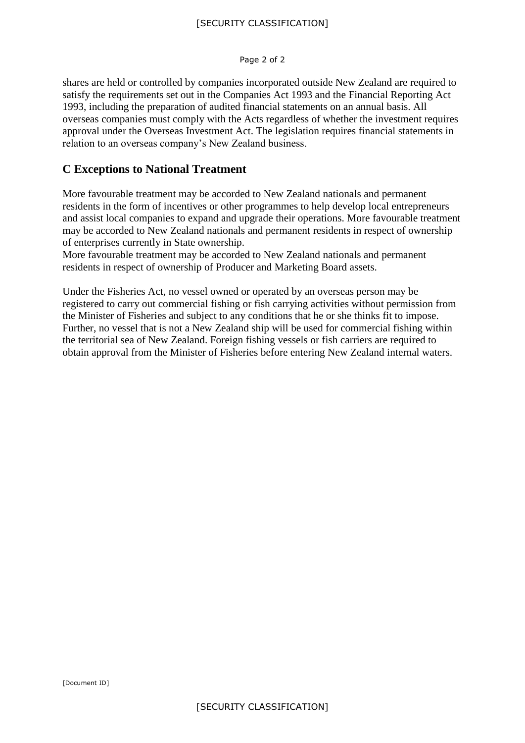shares are held or controlled by companies incorporated outside New Zealand are required to satisfy the requirements set out in the Companies Act 1993 and the Financial Reporting Act 1993, including the preparation of audited financial statements on an annual basis. All overseas companies must comply with the Acts regardless of whether the investment requires approval under the Overseas Investment Act. The legislation requires financial statements in relation to an overseas company's New Zealand business.

## C Exceptions to National Treatment

More favourable treatment may be accorded to New Zealand nationals and permanent residents in the form of incentives or other programmes to help develop local entrepreneurs and assist local companies to expand and upgrade their operations. More favourable treatment may be accorded to New Zealand nationals and permanent residents in respect of ownership of enterprises currently in State ownership.
More favourable treatment may be accorded to New Zealand nationals and permanent residents in respect of ownership of Producer and Marketing Board assets.

Under the Fisheries Act, no vessel owned or operated by an overseas person may be registered to carry out commercial fishing or fish carrying activities without permission from the Minister of Fisheries and subject to any conditions that he or she thinks fit to impose. Further, no vessel that is not a New Zealand ship will be used for commercial fishing within the territorial sea of New Zealand. Foreign fishing vessels or fish carriers are required to obtain approval from the Minister of Fisheries before entering New Zealand internal waters.